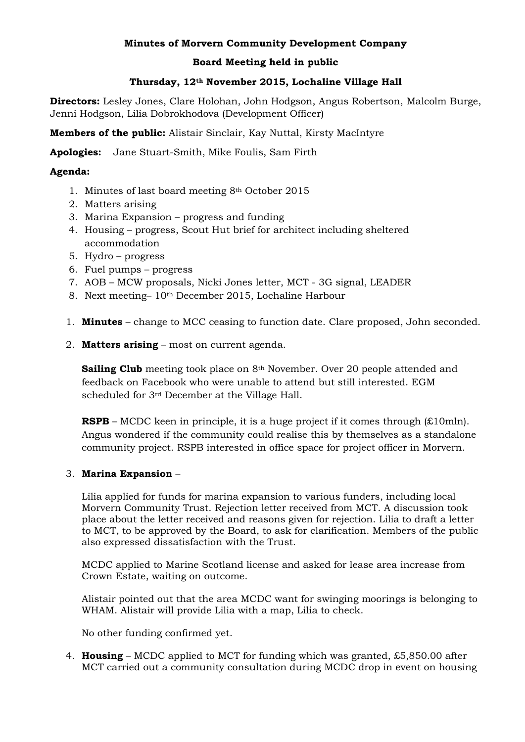**Minutes of Morvern Community Development Company**

**Board Meeting held in public**

**Thursday, 12th November 2015, Lochaline Village Hall**

**Directors:** Lesley Jones, Clare Holohan, John Hodgson, Angus Robertson, Malcolm Burge, Jenni Hodgson, Lilia Dobrokhodova (Development Officer)

**Members of the public:** Alistair Sinclair, Kay Nuttal, Kirsty MacIntyre

**Apologies:** Jane Stuart-Smith, Mike Foulis, Sam Firth

**Agenda:**

1. Minutes of last board meeting 8th October 2015
2. Matters arising
3. Marina Expansion – progress and funding
4. Housing – progress, Scout Hut brief for architect including sheltered accommodation
5. Hydro – progress
6. Fuel pumps – progress
7. AOB – MCW proposals, Nicki Jones letter, MCT - 3G signal, LEADER
8. Next meeting– 10th December 2015, Lochaline Harbour

1. **Minutes** – change to MCC ceasing to function date. Clare proposed, John seconded.

2. **Matters arising** – most on current agenda.

   **Sailing Club** meeting took place on 8th November. Over 20 people attended and feedback on Facebook who were unable to attend but still interested. EGM scheduled for 3rd December at the Village Hall.

   **RSPB** – MCDC keen in principle, it is a huge project if it comes through (£10mln). Angus wondered if the community could realise this by themselves as a standalone community project. RSPB interested in office space for project officer in Morvern.

3. **Marina Expansion** –

   Lilia applied for funds for marina expansion to various funders, including local Morvern Community Trust. Rejection letter received from MCT. A discussion took place about the letter received and reasons given for rejection. Lilia to draft a letter to MCT, to be approved by the Board, to ask for clarification. Members of the public also expressed dissatisfaction with the Trust.

   MCDC applied to Marine Scotland license and asked for lease area increase from Crown Estate, waiting on outcome.

   Alistair pointed out that the area MCDC want for swinging moorings is belonging to WHAM. Alistair will provide Lilia with a map, Lilia to check.

   No other funding confirmed yet.

4. **Housing** – MCDC applied to MCT for funding which was granted, £5,850.00 after MCT carried out a community consultation during MCDC drop in event on housing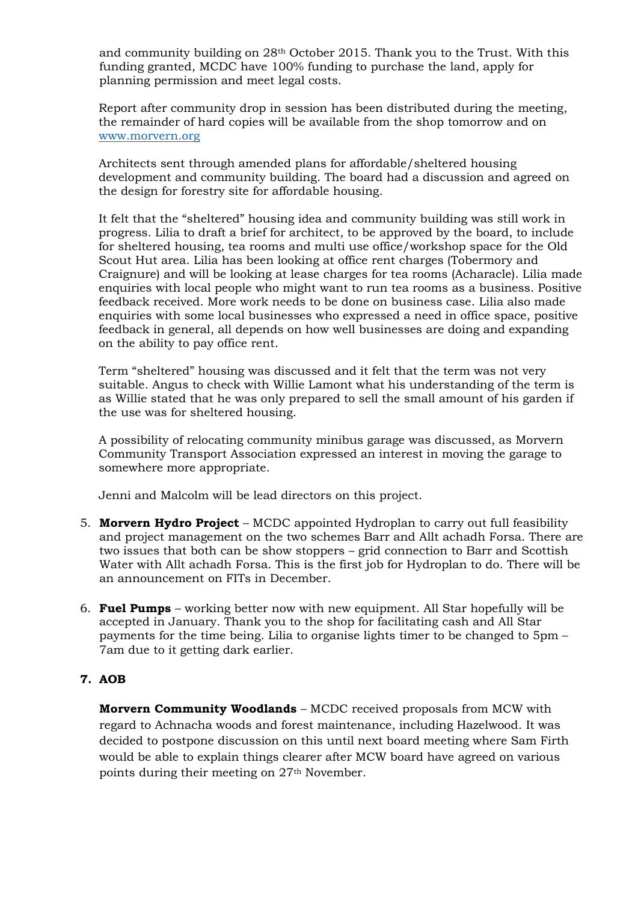and community building on 28th October 2015. Thank you to the Trust. With this funding granted, MCDC have 100% funding to purchase the land, apply for planning permission and meet legal costs.

Report after community drop in session has been distributed during the meeting, the remainder of hard copies will be available from the shop tomorrow and on [www.morvern.org](http://www.morvern.org)

Architects sent through amended plans for affordable/sheltered housing development and community building. The board had a discussion and agreed on the design for forestry site for affordable housing.

It felt that the "sheltered" housing idea and community building was still work in progress. Lilia to draft a brief for architect, to be approved by the board, to include for sheltered housing, tea rooms and multi use office/workshop space for the Old Scout Hut area. Lilia has been looking at office rent charges (Tobermory and Craignure) and will be looking at lease charges for tea rooms (Acharacle). Lilia made enquiries with local people who might want to run tea rooms as a business. Positive feedback received. More work needs to be done on business case. Lilia also made enquiries with some local businesses who expressed a need in office space, positive feedback in general, all depends on how well businesses are doing and expanding on the ability to pay office rent.

Term "sheltered" housing was discussed and it felt that the term was not very suitable. Angus to check with Willie Lamont what his understanding of the term is as Willie stated that he was only prepared to sell the small amount of his garden if the use was for sheltered housing.

A possibility of relocating community minibus garage was discussed, as Morvern Community Transport Association expressed an interest in moving the garage to somewhere more appropriate.

Jenni and Malcolm will be lead directors on this project.

5. **Morvern Hydro Project** – MCDC appointed Hydroplan to carry out full feasibility and project management on the two schemes Barr and Allt achadh Forsa. There are two issues that both can be show stoppers – grid connection to Barr and Scottish Water with Allt achadh Forsa. This is the first job for Hydroplan to do. There will be an announcement on FITs in December.

6. **Fuel Pumps** – working better now with new equipment. All Star hopefully will be accepted in January. Thank you to the shop for facilitating cash and All Star payments for the time being. Lilia to organise lights timer to be changed to 5pm – 7am due to it getting dark earlier.

7. **AOB**

**Morvern Community Woodlands** – MCDC received proposals from MCW with regard to Achnacha woods and forest maintenance, including Hazelwood. It was decided to postpone discussion on this until next board meeting where Sam Firth would be able to explain things clearer after MCW board have agreed on various points during their meeting on 27th November.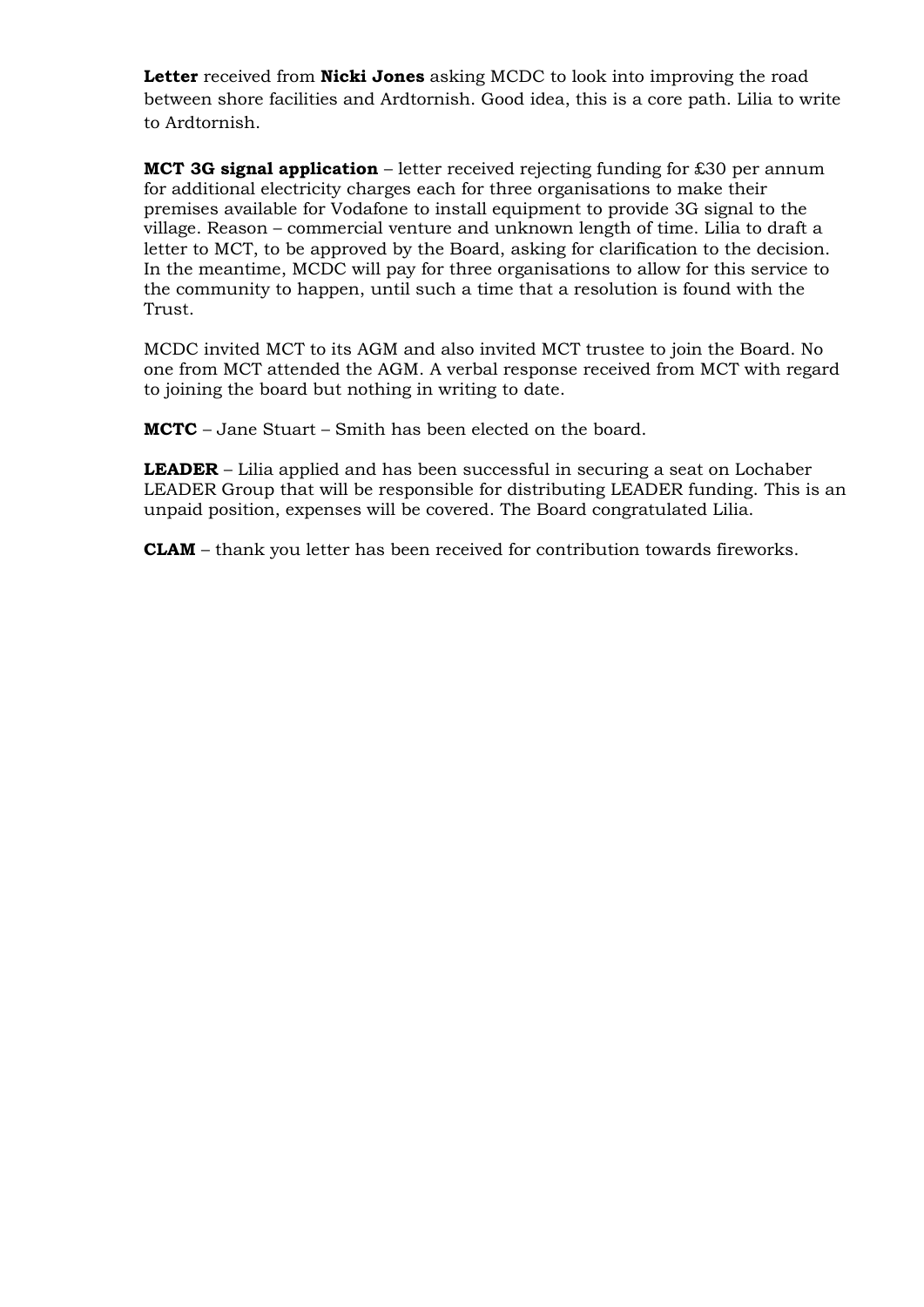**Letter** received from **Nicki Jones** asking MCDC to look into improving the road between shore facilities and Ardtornish. Good idea, this is a core path. Lilia to write to Ardtornish.

**MCT 3G signal application** – letter received rejecting funding for £30 per annum for additional electricity charges each for three organisations to make their premises available for Vodafone to install equipment to provide 3G signal to the village. Reason – commercial venture and unknown length of time. Lilia to draft a letter to MCT, to be approved by the Board, asking for clarification to the decision. In the meantime, MCDC will pay for three organisations to allow for this service to the community to happen, until such a time that a resolution is found with the Trust.

MCDC invited MCT to its AGM and also invited MCT trustee to join the Board. No one from MCT attended the AGM. A verbal response received from MCT with regard to joining the board but nothing in writing to date.

**MCTC** – Jane Stuart – Smith has been elected on the board.

**LEADER** – Lilia applied and has been successful in securing a seat on Lochaber LEADER Group that will be responsible for distributing LEADER funding. This is an unpaid position, expenses will be covered. The Board congratulated Lilia.

**CLAM** – thank you letter has been received for contribution towards fireworks.